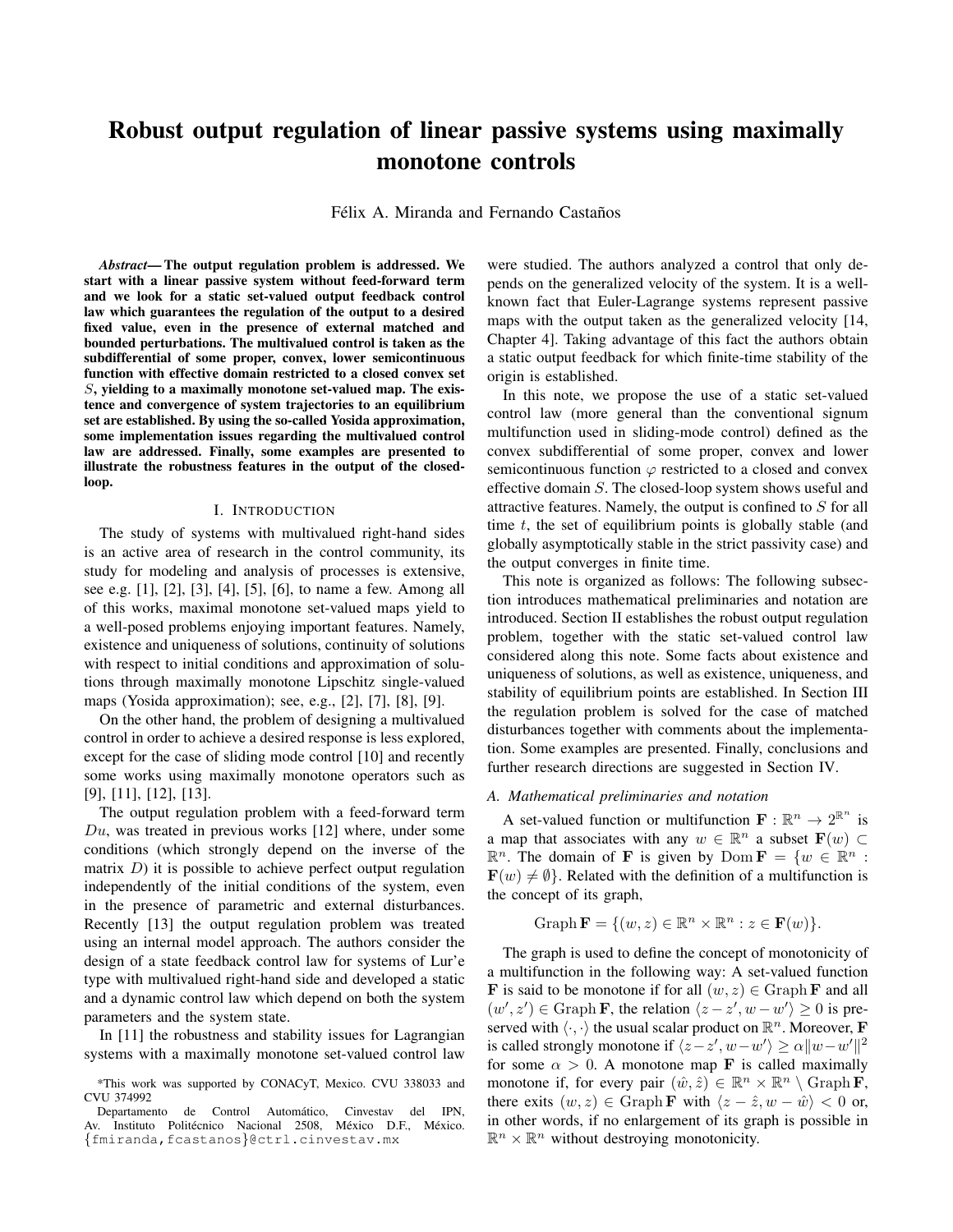# Robust output regulation of linear passive systems using maximally monotone controls

Félix A. Miranda and Fernando Castaños

***Abstract*— The output regulation problem is addressed. We start with a linear passive system without feed-forward term and we look for a static set-valued output feedback control law which guarantees the regulation of the output to a desired fixed value, even in the presence of external matched and bounded perturbations. The multivalued control is taken as the subdifferential of some proper, convex, lower semicontinuous function with effective domain restricted to a closed convex set $S$, yielding to a maximally monotone set-valued map. The existence and convergence of system trajectories to an equilibrium set are established. By using the so-called Yosida approximation, some implementation issues regarding the multivalued control law are addressed. Finally, some examples are presented to illustrate the robustness features in the output of the closed-loop.**

## I. Introduction

The study of systems with multivalued right-hand sides is an active area of research in the control community, its study for modeling and analysis of processes is extensive, see e.g. [1], [2], [3], [4], [5], [6], to name a few. Among all of this works, maximal monotone set-valued maps yield to a well-posed problems enjoying important features. Namely, existence and uniqueness of solutions, continuity of solutions with respect to initial conditions and approximation of solutions through maximally monotone Lipschitz single-valued maps (Yosida approximation); see, e.g., [2], [7], [8], [9].

On the other hand, the problem of designing a multivalued control in order to achieve a desired response is less explored, except for the case of sliding mode control [10] and recently some works using maximally monotone operators such as [9], [11], [12], [13].

The output regulation problem with a feed-forward term $Du$, was treated in previous works [12] where, under some conditions (which strongly depend on the inverse of the matrix $D$) it is possible to achieve perfect output regulation independently of the initial conditions of the system, even in the presence of parametric and external disturbances. Recently [13] the output regulation problem was treated using an internal model approach. The authors consider the design of a state feedback control law for systems of Lur'e type with multivalued right-hand side and developed a static and a dynamic control law which depend on both the system parameters and the system state.

In [11] the robustness and stability issues for Lagrangian systems with a maximally monotone set-valued control law were studied. The authors analyzed a control that only depends on the generalized velocity of the system. It is a well-known fact that Euler-Lagrange systems represent passive maps with the output taken as the generalized velocity [14, Chapter 4]. Taking advantage of this fact the authors obtain a static output feedback for which finite-time stability of the origin is established.

In this note, we propose the use of a static set-valued control law (more general than the conventional signum multifunction used in sliding-mode control) defined as the convex subdifferential of some proper, convex and lower semicontinuous function $\varphi$ restricted to a closed and convex effective domain $S$. The closed-loop system shows useful and attractive features. Namely, the output is confined to $S$ for all time $t$, the set of equilibrium points is globally stable (and globally asymptotically stable in the strict passivity case) and the output converges in finite time.

This note is organized as follows: The following subsection introduces mathematical preliminaries and notation are introduced. Section II establishes the robust output regulation problem, together with the static set-valued control law considered along this note. Some facts about existence and uniqueness of solutions, as well as existence, uniqueness, and stability of equilibrium points are established. In Section III the regulation problem is solved for the case of matched disturbances together with comments about the implementation. Some examples are presented. Finally, conclusions and further research directions are suggested in Section IV.

### A. Mathematical preliminaries and notation

A set-valued function or multifunction $\mathbf{F} : \mathbb{R}^n \to 2^{\mathbb{R}^n}$ is a map that associates with any $w \in \mathbb{R}^n$ a subset $\mathbf{F}(w) \subset \mathbb{R}^n$. The domain of $\mathbf{F}$ is given by $\operatorname{Dom} \mathbf{F} = \{w \in \mathbb{R}^n : \mathbf{F}(w) \neq \emptyset\}$. Related with the definition of a multifunction is the concept of its graph,

$$\operatorname{Graph} \mathbf{F} = \{(w, z) \in \mathbb{R}^n \times \mathbb{R}^n : z \in \mathbf{F}(w)\}.$$

The graph is used to define the concept of monotonicity of a multifunction in the following way: A set-valued function $\mathbf{F}$ is said to be monotone if for all $(w, z) \in \operatorname{Graph} \mathbf{F}$ and all $(w', z') \in \operatorname{Graph} \mathbf{F}$, the relation $\langle z - z', w - w' \rangle \geq 0$ is preserved with $\langle \cdot, \cdot \rangle$ the usual scalar product on $\mathbb{R}^n$. Moreover, $\mathbf{F}$ is called strongly monotone if $\langle z - z', w - w' \rangle \geq \alpha \|w - w'\|^2$ for some $\alpha > 0$. A monotone map $\mathbf{F}$ is called maximally monotone if, for every pair $(\hat{w}, \hat{z}) \in \mathbb{R}^n \times \mathbb{R}^n \setminus \operatorname{Graph} \mathbf{F}$, there exits $(w, z) \in \operatorname{Graph} \mathbf{F}$ with $\langle z - \hat{z}, w - \hat{w} \rangle < 0$ or, in other words, if no enlargement of its graph is possible in $\mathbb{R}^n \times \mathbb{R}^n$ without destroying monotonicity.

*This work was supported by CONACyT, Mexico. CVU 338033 and CVU 374992

Departamento de Control Automático, Cinvestav del IPN, Av. Instituto Politécnico Nacional 2508, México D.F., México. {fmiranda,fcastanos}@ctrl.cinvestav.mx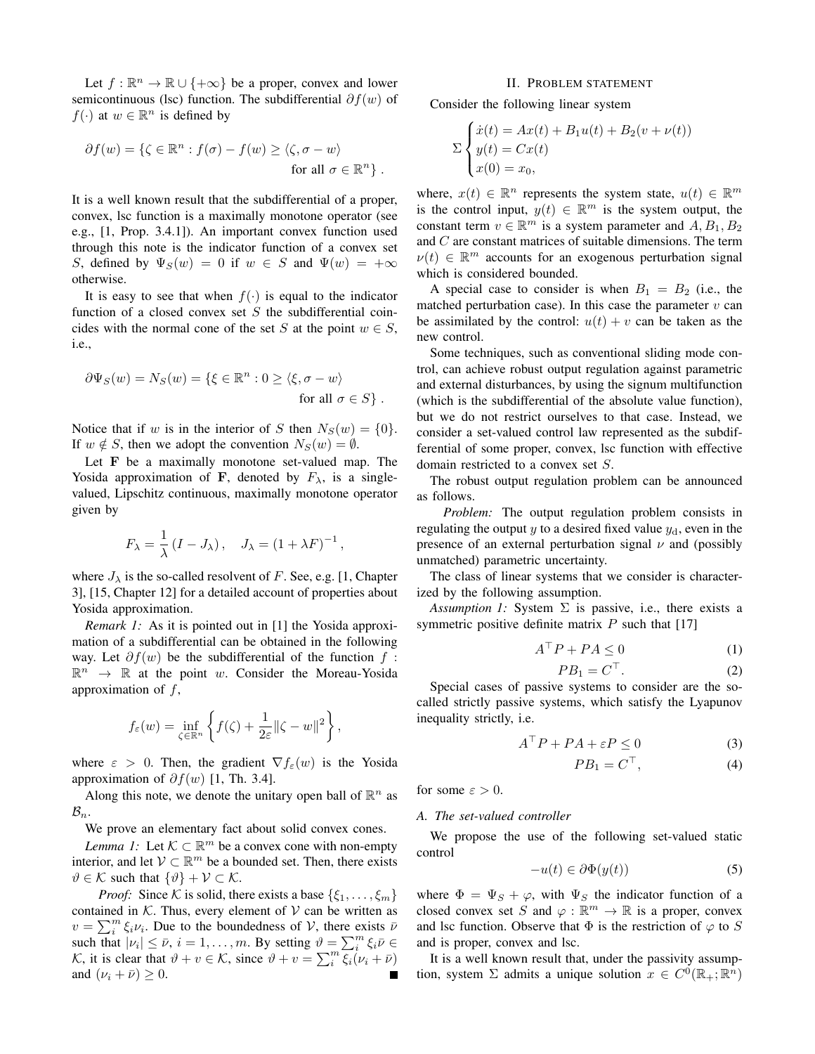Let $f : \mathbb{R}^n \to \mathbb{R} \cup \{+\infty\}$ be a proper, convex and lower semicontinuous (lsc) function. The subdifferential $\partial f(w)$ of $f(\cdot)$ at $w \in \mathbb{R}^n$ is defined by

$$\partial f(w) = \{\zeta \in \mathbb{R}^n : f(\sigma) - f(w) \geq \langle \zeta, \sigma - w\rangle \quad \text{for all } \sigma \in \mathbb{R}^n\} .$$

It is a well known result that the subdifferential of a proper, convex, lsc function is a maximally monotone operator (see e.g., [1, Prop. 3.4.1]). An important convex function used through this note is the indicator function of a convex set $S$, defined by $\Psi_S(w) = 0$ if $w \in S$ and $\Psi(w) = +\infty$ otherwise.

It is easy to see that when $f(\cdot)$ is equal to the indicator function of a closed convex set $S$ the subdifferential coincides with the normal cone of the set $S$ at the point $w \in S$, i.e.,

$$\partial \Psi_S(w) = N_S(w) = \{\xi \in \mathbb{R}^n : 0 \geq \langle \xi, \sigma - w\rangle \quad \text{for all } \sigma \in S\} .$$

Notice that if $w$ is in the interior of $S$ then $N_S(w) = \{0\}$. If $w \notin S$, then we adopt the convention $N_S(w) = \emptyset$.

Let $\mathbf{F}$ be a maximally monotone set-valued map. The Yosida approximation of $\mathbf{F}$, denoted by $F_\lambda$, is a single-valued, Lipschitz continuous, maximally monotone operator given by

$$F_\lambda = \frac{1}{\lambda}\left(I - J_\lambda\right), \quad J_\lambda = \left(1 + \lambda F\right)^{-1},$$

where $J_\lambda$ is the so-called resolvent of $F$. See, e.g. [1, Chapter 3], [15, Chapter 12] for a detailed account of properties about Yosida approximation.

*Remark 1:* As it is pointed out in [1] the Yosida approximation of a subdifferential can be obtained in the following way. Let $\partial f(w)$ be the subdifferential of the function $f : \mathbb{R}^n \to \mathbb{R}$ at the point $w$. Consider the Moreau-Yosida approximation of $f$,

$$f_\varepsilon(w) = \inf_{\zeta \in \mathbb{R}^n} \left\{ f(\zeta) + \frac{1}{2\varepsilon}\|\zeta - w\|^2 \right\},$$

where $\varepsilon > 0$. Then, the gradient $\nabla f_\varepsilon(w)$ is the Yosida approximation of $\partial f(w)$ [1, Th. 3.4].

Along this note, we denote the unitary open ball of $\mathbb{R}^n$ as $\mathcal{B}_n$.

We prove an elementary fact about solid convex cones.

*Lemma 1:* Let $\mathcal{K} \subset \mathbb{R}^m$ be a convex cone with non-empty interior, and let $\mathcal{V} \subset \mathbb{R}^m$ be a bounded set. Then, there exists $\vartheta \in \mathcal{K}$ such that $\{\vartheta\} + \mathcal{V} \subset \mathcal{K}$.

*Proof:* Since $\mathcal{K}$ is solid, there exists a base $\{\xi_1, \ldots, \xi_m\}$ contained in $\mathcal{K}$. Thus, every element of $\mathcal{V}$ can be written as $v = \sum_i^m \xi_i \nu_i$. Due to the boundedness of $\mathcal{V}$, there exists $\bar{\nu}$ such that $|\nu_i| \leq \bar{\nu}$, $i = 1, \ldots, m$. By setting $\vartheta = \sum_i^m \xi_i \bar{\nu} \in \mathcal{K}$, it is clear that $\vartheta + v \in \mathcal{K}$, since $\vartheta + v = \sum_i^m \xi_i(\nu_i + \bar{\nu})$ and $(\nu_i + \bar{\nu}) \geq 0$. ∎

## II. Problem statement

Consider the following linear system

$$\Sigma \begin{cases} \dot{x}(t) = Ax(t) + B_1 u(t) + B_2(v + \nu(t)) \\ y(t) = Cx(t) \\ x(0) = x_0, \end{cases}$$

where, $x(t) \in \mathbb{R}^n$ represents the system state, $u(t) \in \mathbb{R}^m$ is the control input, $y(t) \in \mathbb{R}^m$ is the system output, the constant term $v \in \mathbb{R}^m$ is a system parameter and $A, B_1, B_2$ and $C$ are constant matrices of suitable dimensions. The term $\nu(t) \in \mathbb{R}^m$ accounts for an exogenous perturbation signal which is considered bounded.

A special case to consider is when $B_1 = B_2$ (i.e., the matched perturbation case). In this case the parameter $v$ can be assimilated by the control: $u(t) + v$ can be taken as the new control.

Some techniques, such as conventional sliding mode control, can achieve robust output regulation against parametric and external disturbances, by using the signum multifunction (which is the subdifferential of the absolute value function), but we do not restrict ourselves to that case. Instead, we consider a set-valued control law represented as the subdifferential of some proper, convex, lsc function with effective domain restricted to a convex set $S$.

The robust output regulation problem can be announced as follows.

*Problem:* The output regulation problem consists in regulating the output $y$ to a desired fixed value $y_\mathrm{d}$, even in the presence of an external perturbation signal $\nu$ and (possibly unmatched) parametric uncertainty.

The class of linear systems that we consider is characterized by the following assumption.

*Assumption 1:* System $\Sigma$ is passive, i.e., there exists a symmetric positive definite matrix $P$ such that [17]

$$A^\top P + PA \leq 0 \tag{1}$$

$$PB_1 = C^\top. \tag{2}$$

Special cases of passive systems to consider are the so-called strictly passive systems, which satisfy the Lyapunov inequality strictly, i.e.

$$A^\top P + PA + \varepsilon P \leq 0 \tag{3}$$

$$PB_1 = C^\top, \tag{4}$$

for some $\varepsilon > 0$.

### A. The set-valued controller

We propose the use of the following set-valued static control

$$-u(t) \in \partial \Phi(y(t)) \tag{5}$$

where $\Phi = \Psi_S + \varphi$, with $\Psi_S$ the indicator function of a closed convex set $S$ and $\varphi : \mathbb{R}^m \to \mathbb{R}$ is a proper, convex and lsc function. Observe that $\Phi$ is the restriction of $\varphi$ to $S$ and is proper, convex and lsc.

It is a well known result that, under the passivity assumption, system $\Sigma$ admits a unique solution $x \in C^0(\mathbb{R}_+; \mathbb{R}^n)$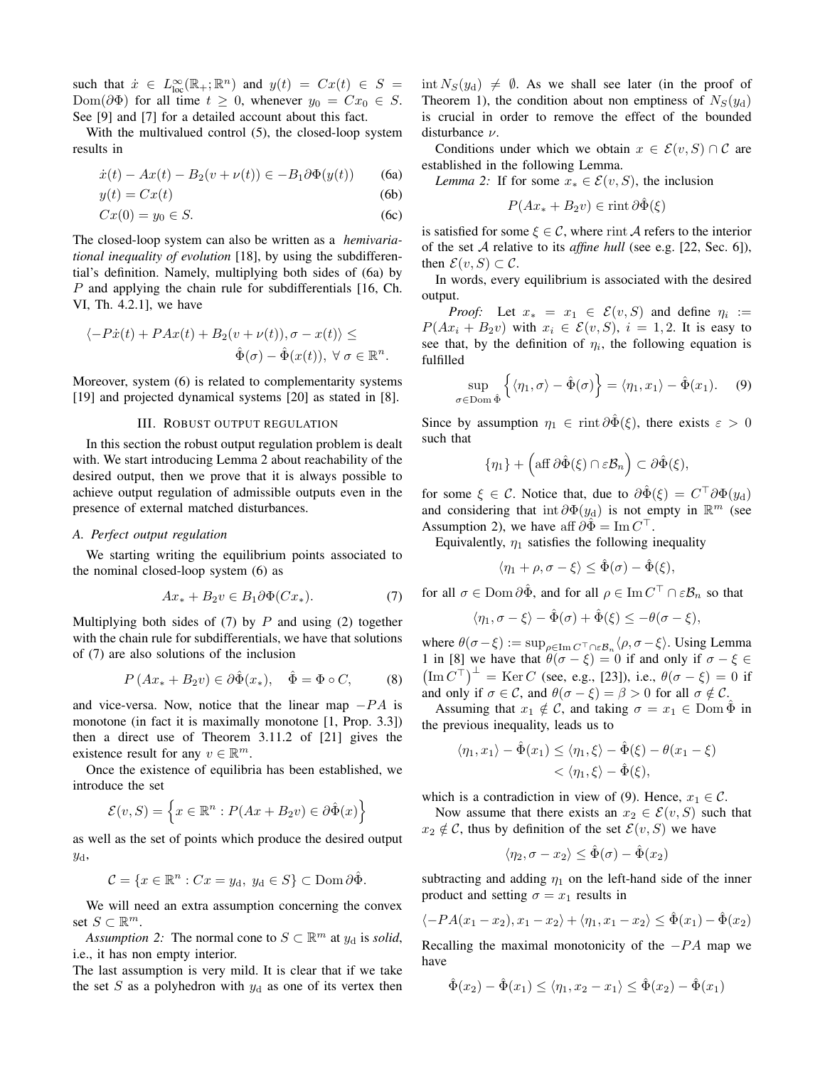such that $\dot{x} \in L^\infty_{\text{loc}}(\mathbb{R}_+; \mathbb{R}^n)$ and $y(t) = Cx(t) \in S = \text{Dom}(\partial\Phi)$ for all time $t \geq 0$, whenever $y_0 = Cx_0 \in S$. See [9] and [7] for a detailed account about this fact.

With the multivalued control (5), the closed-loop system results in

$$\dot{x}(t) - Ax(t) - B_2(v + \nu(t)) \in -B_1\partial\Phi(y(t)) \tag{6a}$$

$$y(t) = Cx(t) \tag{6b}$$

$$Cx(0) = y_0 \in S. \tag{6c}$$

The closed-loop system can also be written as a *hemivariational inequality of evolution* [18], by using the subdifferential's definition. Namely, multiplying both sides of (6a) by $P$ and applying the chain rule for subdifferentials [16, Ch. VI, Th. 4.2.1], we have

$$\langle -P\dot{x}(t) + PAx(t) + B_2(v + \nu(t)), \sigma - x(t)\rangle \leq \hat{\Phi}(\sigma) - \hat{\Phi}(x(t)), \; \forall\, \sigma \in \mathbb{R}^n.$$

Moreover, system (6) is related to complementarity systems [19] and projected dynamical systems [20] as stated in [8].

## III. Robust output regulation

In this section the robust output regulation problem is dealt with. We start introducing Lemma 2 about reachability of the desired output, then we prove that it is always possible to achieve output regulation of admissible outputs even in the presence of external matched disturbances.

### A. Perfect output regulation

We starting writing the equilibrium points associated to the nominal closed-loop system (6) as

$$Ax_* + B_2 v \in B_1\partial\Phi(Cx_*). \tag{7}$$

Multiplying both sides of (7) by $P$ and using (2) together with the chain rule for subdifferentials, we have that solutions of (7) are also solutions of the inclusion

$$P\left(Ax_* + B_2 v\right) \in \partial\hat{\Phi}(x_*), \quad \hat{\Phi} = \Phi \circ C, \tag{8}$$

and vice-versa. Now, notice that the linear map $-PA$ is monotone (in fact it is maximally monotone [1, Prop. 3.3]) then a direct use of Theorem 3.11.2 of [21] gives the existence result for any $v \in \mathbb{R}^m$.

Once the existence of equilibria has been established, we introduce the set

$$\mathcal{E}(v, S) = \left\{x \in \mathbb{R}^n : P(Ax + B_2 v) \in \partial\hat{\Phi}(x)\right\}$$

as well as the set of points which produce the desired output $y_\text{d}$,

$$\mathcal{C} = \{x \in \mathbb{R}^n : Cx = y_\text{d},\; y_\text{d} \in S\} \subset \text{Dom}\,\partial\hat{\Phi}.$$

We will need an extra assumption concerning the convex set $S \subset \mathbb{R}^m$.

*Assumption 2:* The normal cone to $S \subset \mathbb{R}^m$ at $y_\text{d}$ is *solid*, i.e., it has non empty interior.

The last assumption is very mild. It is clear that if we take the set $S$ as a polyhedron with $y_\text{d}$ as one of its vertex then $\text{int}\, N_S(y_\text{d}) \neq \emptyset$. As we shall see later (in the proof of Theorem 1), the condition about non emptiness of $N_S(y_\text{d})$ is crucial in order to remove the effect of the bounded disturbance $\nu$.

Conditions under which we obtain $x \in \mathcal{E}(v, S) \cap \mathcal{C}$ are established in the following Lemma.

*Lemma 2:* If for some $x_* \in \mathcal{E}(v, S)$, the inclusion

$$P(Ax_* + B_2 v) \in \text{rint}\,\partial\hat{\Phi}(\xi)$$

is satisfied for some $\xi \in \mathcal{C}$, where $\text{rint}\,\mathcal{A}$ refers to the interior of the set $\mathcal{A}$ relative to its *affine hull* (see e.g. [22, Sec. 6]), then $\mathcal{E}(v, S) \subset \mathcal{C}$.

In words, every equilibrium is associated with the desired output.

*Proof:* Let $x_* = x_1 \in \mathcal{E}(v, S)$ and define $\eta_i := P(Ax_i + B_2 v)$ with $x_i \in \mathcal{E}(v, S)$, $i = 1, 2$. It is easy to see that, by the definition of $\eta_i$, the following equation is fulfilled

$$\sup_{\sigma \in \text{Dom}\,\hat{\Phi}} \left\{\langle \eta_1, \sigma\rangle - \hat{\Phi}(\sigma)\right\} = \langle \eta_1, x_1\rangle - \hat{\Phi}(x_1). \tag{9}$$

Since by assumption $\eta_1 \in \text{rint}\,\partial\hat{\Phi}(\xi)$, there exists $\varepsilon > 0$ such that

$$\{\eta_1\} + \left(\text{aff}\,\partial\hat{\Phi}(\xi) \cap \varepsilon\mathcal{B}_n\right) \subset \partial\hat{\Phi}(\xi),$$

for some $\xi \in \mathcal{C}$. Notice that, due to $\partial\hat{\Phi}(\xi) = C^\top\partial\Phi(y_\text{d})$ and considering that $\text{int}\,\partial\Phi(y_\text{d})$ is not empty in $\mathbb{R}^m$ (see Assumption 2), we have $\text{aff}\,\partial\hat{\Phi} = \text{Im}\, C^\top$.

Equivalently, $\eta_1$ satisfies the following inequality

$$\langle \eta_1 + \rho, \sigma - \xi\rangle \leq \hat{\Phi}(\sigma) - \hat{\Phi}(\xi),$$

for all $\sigma \in \text{Dom}\,\partial\hat{\Phi}$, and for all $\rho \in \text{Im}\, C^\top \cap \varepsilon\mathcal{B}_n$ so that

$$\langle \eta_1, \sigma - \xi\rangle - \hat{\Phi}(\sigma) + \hat{\Phi}(\xi) \leq -\theta(\sigma - \xi),$$

where $\theta(\sigma - \xi) := \sup_{\rho \in \text{Im}\, C^\top \cap \varepsilon\mathcal{B}_n}\langle \rho, \sigma - \xi\rangle$. Using Lemma 1 in [8] we have that $\theta(\sigma - \xi) = 0$ if and only if $\sigma - \xi \in \left(\text{Im}\, C^\top\right)^\perp = \text{Ker}\, C$ (see, e.g., [23]), i.e., $\theta(\sigma - \xi) = 0$ if and only if $\sigma \in \mathcal{C}$, and $\theta(\sigma - \xi) = \beta > 0$ for all $\sigma \notin \mathcal{C}$.

Assuming that $x_1 \notin \mathcal{C}$, and taking $\sigma = x_1 \in \text{Dom}\,\hat{\Phi}$ in the previous inequality, leads us to

$$\begin{aligned}\langle \eta_1, x_1\rangle - \hat{\Phi}(x_1) &\leq \langle \eta_1, \xi\rangle - \hat{\Phi}(\xi) - \theta(x_1 - \xi)\\ &< \langle \eta_1, \xi\rangle - \hat{\Phi}(\xi),\end{aligned}$$

which is a contradiction in view of (9). Hence, $x_1 \in \mathcal{C}$.

Now assume that there exists an $x_2 \in \mathcal{E}(v, S)$ such that $x_2 \notin \mathcal{C}$, thus by definition of the set $\mathcal{E}(v, S)$ we have

$$\langle \eta_2, \sigma - x_2\rangle \leq \hat{\Phi}(\sigma) - \hat{\Phi}(x_2)$$

subtracting and adding $\eta_1$ on the left-hand side of the inner product and setting $\sigma = x_1$ results in

$$\langle -PA(x_1 - x_2), x_1 - x_2\rangle + \langle \eta_1, x_1 - x_2\rangle \leq \hat{\Phi}(x_1) - \hat{\Phi}(x_2)$$

Recalling the maximal monotonicity of the $-PA$ map we have

$$\hat{\Phi}(x_2) - \hat{\Phi}(x_1) \leq \langle \eta_1, x_2 - x_1\rangle \leq \hat{\Phi}(x_2) - \hat{\Phi}(x_1)$$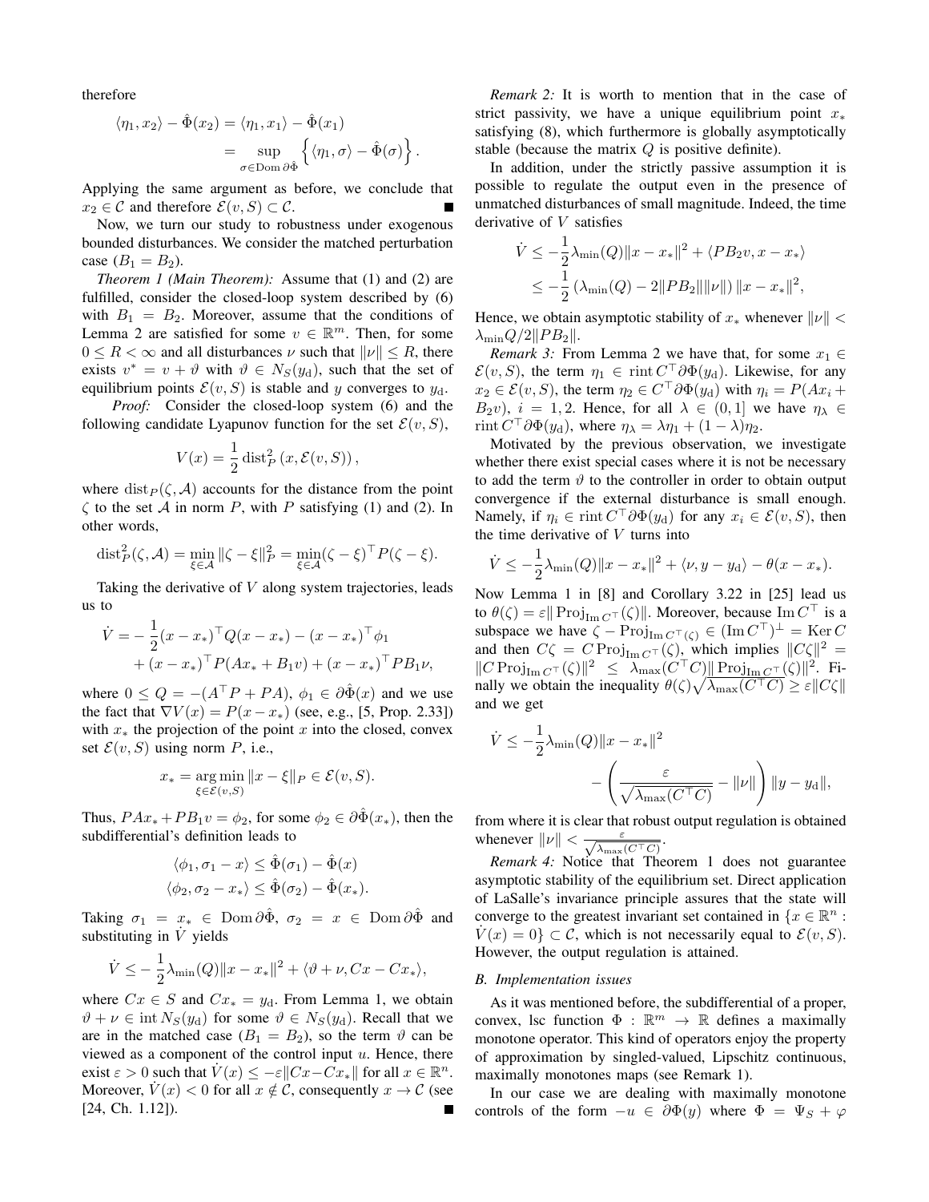therefore

$$
\begin{aligned}
\langle \eta_1, x_2 \rangle - \hat{\Phi}(x_2) &= \langle \eta_1, x_1 \rangle - \hat{\Phi}(x_1) \\
&= \sup_{\sigma \in \operatorname{Dom} \partial \hat{\Phi}} \left\{ \langle \eta_1, \sigma \rangle - \hat{\Phi}(\sigma) \right\}.
\end{aligned}
$$

Applying the same argument as before, we conclude that $x_2 \in \mathcal{C}$ and therefore $\mathcal{E}(v, S) \subset \mathcal{C}$. ■

Now, we turn our study to robustness under exogenous bounded disturbances. We consider the matched perturbation case ($B_1 = B_2$).

*Theorem 1 (Main Theorem):* Assume that (1) and (2) are fulfilled, consider the closed-loop system described by (6) with $B_1 = B_2$. Moreover, assume that the conditions of Lemma 2 are satisfied for some $v \in \mathbb{R}^m$. Then, for some $0 \leq R < \infty$ and all disturbances $\nu$ such that $\|\nu\| \leq R$, there exists $v^* = v + \vartheta$ with $\vartheta \in N_S(y_\mathrm{d})$, such that the set of equilibrium points $\mathcal{E}(v, S)$ is stable and $y$ converges to $y_\mathrm{d}$.

*Proof:* Consider the closed-loop system (6) and the following candidate Lyapunov function for the set $\mathcal{E}(v, S)$,

$$
V(x) = \frac{1}{2} \operatorname{dist}^2_P \left( x, \mathcal{E}(v, S) \right),
$$

where $\operatorname{dist}_P(\zeta, \mathcal{A})$ accounts for the distance from the point $\zeta$ to the set $\mathcal{A}$ in norm $P$, with $P$ satisfying (1) and (2). In other words,

$$
\operatorname{dist}^2_P(\zeta, \mathcal{A}) = \min_{\xi \in \mathcal{A}} \|\zeta - \xi\|^2_P = \min_{\xi \in \mathcal{A}} (\zeta - \xi)^\top P (\zeta - \xi).
$$

Taking the derivative of $V$ along system trajectories, leads us to

$$
\begin{aligned}
\dot{V} = &- \frac{1}{2}(x - x_*)^\top Q (x - x_*) - (x - x_*)^\top \phi_1 \\
&+ (x - x_*)^\top P (A x_* + B_1 v) + (x - x_*)^\top P B_1 \nu,
\end{aligned}
$$

where $0 \leq Q = -(A^\top P + PA)$, $\phi_1 \in \partial \hat{\Phi}(x)$ and we use the fact that $\nabla V(x) = P(x - x_*)$ (see, e.g., [5, Prop. 2.33]) with $x_*$ the projection of the point $x$ into the closed, convex set $\mathcal{E}(v, S)$ using norm $P$, i.e.,

$$
x_* = \operatorname*{arg\,min}_{\xi \in \mathcal{E}(v,S)} \|x - \xi\|_P \in \mathcal{E}(v, S).
$$

Thus, $PAx_* + PB_1 v = \phi_2$, for some $\phi_2 \in \partial \hat{\Phi}(x_*)$, then the subdifferential's definition leads to

$$
\begin{aligned}
\langle \phi_1, \sigma_1 - x \rangle &\leq \hat{\Phi}(\sigma_1) - \hat{\Phi}(x) \\
\langle \phi_2, \sigma_2 - x_* \rangle &\leq \hat{\Phi}(\sigma_2) - \hat{\Phi}(x_*).
\end{aligned}
$$

Taking $\sigma_1 = x_* \in \operatorname{Dom} \partial \hat{\Phi}$, $\sigma_2 = x \in \operatorname{Dom} \partial \hat{\Phi}$ and substituting in $\dot{V}$ yields

$$
\dot{V} \leq - \frac{1}{2} \lambda_{\min}(Q) \|x - x_*\|^2 + \langle \vartheta + \nu, Cx - Cx_* \rangle,
$$

where $Cx \in S$ and $Cx_* = y_\mathrm{d}$. From Lemma 1, we obtain $\vartheta + \nu \in \operatorname{int} N_S(y_\mathrm{d})$ for some $\vartheta \in N_S(y_\mathrm{d})$. Recall that we are in the matched case ($B_1 = B_2$), so the term $\vartheta$ can be viewed as a component of the control input $u$. Hence, there exist $\varepsilon > 0$ such that $\dot{V}(x) \leq -\varepsilon \|Cx - Cx_*\|$ for all $x \in \mathbb{R}^n$. Moreover, $\dot{V}(x) < 0$ for all $x \notin \mathcal{C}$, consequently $x \to \mathcal{C}$ (see [24, Ch. 1.12]). ■

*Remark 2:* It is worth to mention that in the case of strict passivity, we have a unique equilibrium point $x_*$ satisfying (8), which furthermore is globally asymptotically stable (because the matrix $Q$ is positive definite).

In addition, under the strictly passive assumption it is possible to regulate the output even in the presence of unmatched disturbances of small magnitude. Indeed, the time derivative of $V$ satisfies

$$
\begin{aligned}
\dot{V} &\leq -\frac{1}{2} \lambda_{\min}(Q) \|x - x_*\|^2 + \langle P B_2 v, x - x_* \rangle \\
&\leq -\frac{1}{2} \left( \lambda_{\min}(Q) - 2\|PB_2\| \|\nu\| \right) \|x - x_*\|^2,
\end{aligned}
$$

Hence, we obtain asymptotic stability of $x_*$ whenever $\|\nu\| < \lambda_{\min} Q / 2\|PB_2\|$.

*Remark 3:* From Lemma 2 we have that, for some $x_1 \in \mathcal{E}(v, S)$, the term $\eta_1 \in \operatorname{rint} C^\top \partial \Phi(y_\mathrm{d})$. Likewise, for any $x_2 \in \mathcal{E}(v, S)$, the term $\eta_2 \in C^\top \partial \Phi(y_\mathrm{d})$ with $\eta_i = P(Ax_i + B_2 v)$, $i = 1, 2$. Hence, for all $\lambda \in (0, 1]$ we have $\eta_\lambda \in \operatorname{rint} C^\top \partial \Phi(y_\mathrm{d})$, where $\eta_\lambda = \lambda \eta_1 + (1 - \lambda) \eta_2$.

Motivated by the previous observation, we investigate whether there exist special cases where it is not be necessary to add the term $\vartheta$ to the controller in order to obtain output convergence if the external disturbance is small enough. Namely, if $\eta_i \in \operatorname{rint} C^\top \partial \Phi(y_\mathrm{d})$ for any $x_i \in \mathcal{E}(v, S)$, then the time derivative of $V$ turns into

$$
\dot{V} \leq -\frac{1}{2} \lambda_{\min}(Q) \|x - x_*\|^2 + \langle \nu, y - y_\mathrm{d} \rangle - \theta(x - x_*).
$$

Now Lemma 1 in [8] and Corollary 3.22 in [25] lead us to $\theta(\zeta) = \varepsilon \| \operatorname{Proj}_{\operatorname{Im} C^\top}(\zeta) \|$. Moreover, because $\operatorname{Im} C^\top$ is a subspace we have $\zeta - \operatorname{Proj}_{\operatorname{Im} C^\top(\zeta)} \in (\operatorname{Im} C^\top)^\perp = \operatorname{Ker} C$ and then $C\zeta = C \operatorname{Proj}_{\operatorname{Im} C^\top}(\zeta)$, which implies $\|C\zeta\|^2 = \|C \operatorname{Proj}_{\operatorname{Im} C^\top}(\zeta)\|^2 \leq \lambda_{\max}(C^\top C) \|\operatorname{Proj}_{\operatorname{Im} C^\top}(\zeta)\|^2$. Finally we obtain the inequality $\theta(\zeta)\sqrt{\lambda_{\max}(C^\top C)} \geq \varepsilon \|C\zeta\|$ and we get

$$
\begin{aligned}
\dot{V} \leq &-\frac{1}{2} \lambda_{\min}(Q) \|x - x_*\|^2 \\
&- \left( \frac{\varepsilon}{\sqrt{\lambda_{\max}(C^\top C)}} - \|\nu\| \right) \|y - y_\mathrm{d}\|,
\end{aligned}
$$

from where it is clear that robust output regulation is obtained whenever $\|\nu\| < \frac{\varepsilon}{\sqrt{\lambda_{\max}(C^\top C)}}$.

*Remark 4:* Notice that Theorem 1 does not guarantee asymptotic stability of the equilibrium set. Direct application of LaSalle's invariance principle assures that the state will converge to the greatest invariant set contained in $\{x \in \mathbb{R}^n : \dot{V}(x) = 0\} \subset \mathcal{C}$, which is not necessarily equal to $\mathcal{E}(v, S)$. However, the output regulation is attained.

### B. Implementation issues

As it was mentioned before, the subdifferential of a proper, convex, lsc function $\Phi : \mathbb{R}^m \to \mathbb{R}$ defines a maximally monotone operator. This kind of operators enjoy the property of approximation by singled-valued, Lipschitz continuous, maximally monotones maps (see Remark 1).

In our case we are dealing with maximally monotone controls of the form $-u \in \partial \Phi(y)$ where $\Phi = \Psi_S + \varphi$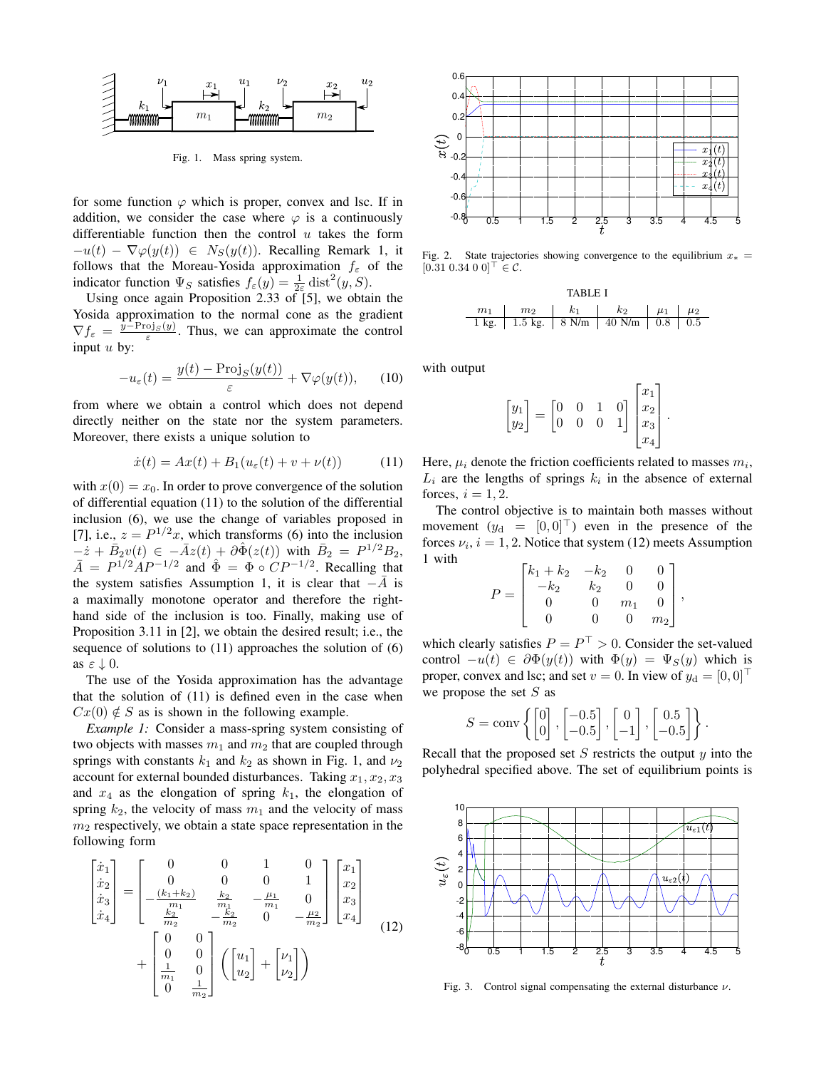for some function $\varphi$ which is proper, convex and lsc. If in addition, we consider the case where $\varphi$ is a continuously differentiable function then the control $u$ takes the form $-u(t) - \nabla\varphi(y(t)) \in N_S(y(t))$. Recalling Remark 1, it follows that the Moreau-Yosida approximation $f_\varepsilon$ of the indicator function $\Psi_S$ satisfies $f_\varepsilon(y) = \frac{1}{2\varepsilon}\operatorname{dist}^2(y, S)$.

Using once again Proposition 2.33 of [5], we obtain the Yosida approximation to the normal cone as the gradient $\nabla f_\varepsilon = \frac{y - \operatorname{Proj}_S(y)}{\varepsilon}$. Thus, we can approximate the control input $u$ by:

$$-u_\varepsilon(t) = \frac{y(t) - \operatorname{Proj}_S(y(t))}{\varepsilon} + \nabla\varphi(y(t)), \qquad (10)$$

from where we obtain a control which does not depend directly neither on the state nor the system parameters. Moreover, there exists a unique solution to

$$\dot{x}(t) = Ax(t) + B_1(u_\varepsilon(t) + v + \nu(t)) \qquad (11)$$

with $x(0) = x_0$. In order to prove convergence of the solution of differential equation (11) to the solution of the differential inclusion (6), we use the change of variables proposed in [7], i.e., $z = P^{1/2}x$, which transforms (6) into the inclusion $-\dot{z} + \bar{B}_2 v(t) \in -\bar{A}z(t) + \partial\hat{\Phi}(z(t))$ with $\bar{B}_2 = P^{1/2}B_2$, $\bar{A} = P^{1/2}AP^{-1/2}$ and $\hat{\Phi} = \Phi \circ CP^{-1/2}$. Recalling that the system satisfies Assumption 1, it is clear that $-\bar{A}$ is a maximally monotone operator and therefore the right-hand side of the inclusion is too. Finally, making use of Proposition 3.11 in [2], we obtain the desired result; i.e., the sequence of solutions to (11) approaches the solution of (6) as $\varepsilon \downarrow 0$.

The use of the Yosida approximation has the advantage that the solution of (11) is defined even in the case when $Cx(0) \notin S$ as is shown in the following example.

*Example 1:* Consider a mass-spring system consisting of two objects with masses $m_1$ and $m_2$ that are coupled through springs with constants $k_1$ and $k_2$ as shown in Fig. 1, and $\nu_2$ account for external bounded disturbances. Taking $x_1, x_2, x_3$ and $x_4$ as the elongation of spring $k_1$, the elongation of spring $k_2$, the velocity of mass $m_1$ and the velocity of mass $m_2$ respectively, we obtain a state space representation in the following form

$$\begin{bmatrix}\dot{x}_1\\ \dot{x}_2\\ \dot{x}_3\\ \dot{x}_4\end{bmatrix} = \begin{bmatrix}0 & 0 & 1 & 0\\ 0 & 0 & 0 & 1\\ -\frac{(k_1+k_2)}{m_1} & \frac{k_2}{m_1} & -\frac{\mu_1}{m_1} & 0\\ \frac{k_2}{m_2} & -\frac{k_2}{m_2} & 0 & -\frac{\mu_2}{m_2}\end{bmatrix}\begin{bmatrix}x_1\\ x_2\\ x_3\\ x_4\end{bmatrix} + \begin{bmatrix}0 & 0\\ 0 & 0\\ \frac{1}{m_1} & 0\\ 0 & \frac{1}{m_2}\end{bmatrix}\left(\begin{bmatrix}u_1\\ u_2\end{bmatrix} + \begin{bmatrix}\nu_1\\ \nu_2\end{bmatrix}\right) \qquad (12)$$

Fig. 1. Mass spring system.

Fig. 2. State trajectories showing convergence to the equilibrium $x_* = [0.31\ 0.34\ 0\ 0]^\top \in \mathcal{C}$.

TABLE I

| $m_1$ | $m_2$ | $k_1$ | $k_2$ | $\mu_1$ | $\mu_2$ |
|---|---|---|---|---|---|
| 1 kg. | 1.5 kg. | 8 N/m | 40 N/m | 0.8 | 0.5 |

with output

$$\begin{bmatrix}y_1\\ y_2\end{bmatrix} = \begin{bmatrix}0 & 0 & 1 & 0\\ 0 & 0 & 0 & 1\end{bmatrix}\begin{bmatrix}x_1\\ x_2\\ x_3\\ x_4\end{bmatrix}.$$

Here, $\mu_i$ denote the friction coefficients related to masses $m_i$, $L_i$ are the lengths of springs $k_i$ in the absence of external forces, $i = 1, 2$.

The control objective is to maintain both masses without movement ($y_\mathrm{d} = [0, 0]^\top$) even in the presence of the forces $\nu_i$, $i = 1, 2$. Notice that system (12) meets Assumption 1 with

$$P = \begin{bmatrix}k_1 + k_2 & -k_2 & 0 & 0\\ -k_2 & k_2 & 0 & 0\\ 0 & 0 & m_1 & 0\\ 0 & 0 & 0 & m_2\end{bmatrix},$$

which clearly satisfies $P = P^\top > 0$. Consider the set-valued control $-u(t) \in \partial\Phi(y(t))$ with $\Phi(y) = \Psi_S(y)$ which is proper, convex and lsc; and set $v = 0$. In view of $y_\mathrm{d} = [0, 0]^\top$ we propose the set $S$ as

$$S = \operatorname{conv}\left\{\begin{bmatrix}0\\ 0\end{bmatrix}, \begin{bmatrix}-0.5\\ -0.5\end{bmatrix}, \begin{bmatrix}0\\ -1\end{bmatrix}, \begin{bmatrix}0.5\\ -0.5\end{bmatrix}\right\}.$$

Recall that the proposed set $S$ restricts the output $y$ into the polyhedral specified above. The set of equilibrium points is

Fig. 3. Control signal compensating the external disturbance $\nu$.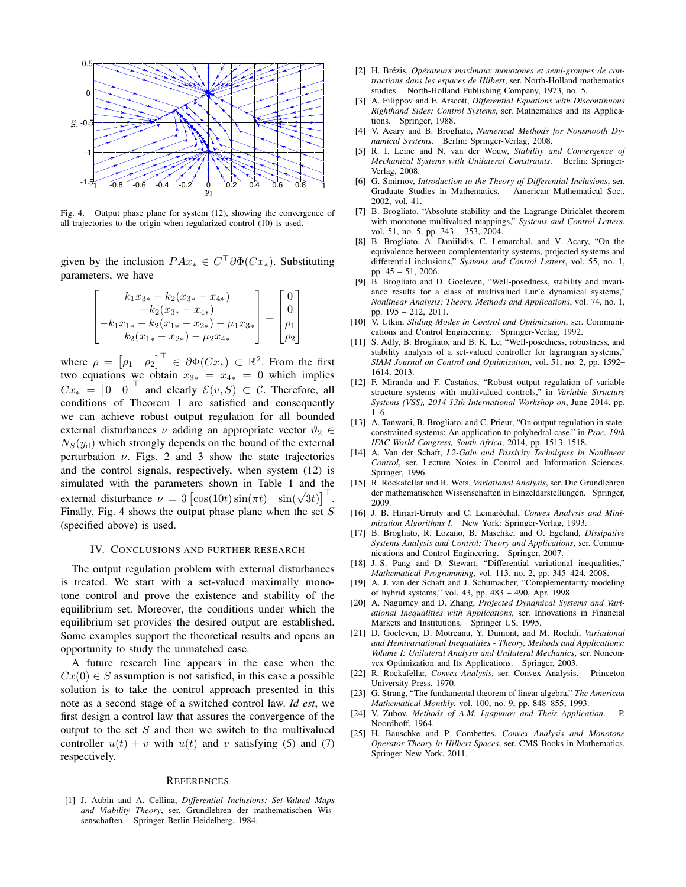0.5
0
$y_2$ -0.5
-1
-1.5
-1 -0.8 -0.6 -0.4 -0.2 0 0.2 0.4 0.6 0.8 1
$y_1$

Fig. 4. Output phase plane for system (12), showing the convergence of all trajectories to the origin when regularized control (10) is used.

given by the inclusion $PAx_* \in C^\top \partial\Phi(Cx_*)$. Substituting parameters, we have

$$\begin{bmatrix} k_1 x_{3*} + k_2(x_{3*} - x_{4*}) \\ -k_2(x_{3*} - x_{4*}) \\ -k_1 x_{1*} - k_2(x_{1*} - x_{2*}) - \mu_1 x_{3*} \\ k_2(x_{1*} - x_{2*}) - \mu_2 x_{4*} \end{bmatrix} = \begin{bmatrix} 0 \\ 0 \\ \rho_1 \\ \rho_2 \end{bmatrix}$$

where $\rho = \begin{bmatrix} \rho_1 & \rho_2 \end{bmatrix}^\top \in \partial\Phi(Cx_*) \subset \mathbb{R}^2$. From the first two equations we obtain $x_{3*} = x_{4*} = 0$ which implies $Cx_* = \begin{bmatrix} 0 & 0 \end{bmatrix}^\top$ and clearly $\mathcal{E}(v, S) \subset \mathcal{C}$. Therefore, all conditions of Theorem 1 are satisfied and consequently we can achieve robust output regulation for all bounded external disturbances $\nu$ adding an appropriate vector $\vartheta_2 \in N_S(y_\mathrm{d})$ which strongly depends on the bound of the external perturbation $\nu$. Figs. 2 and 3 show the state trajectories and the control signals, respectively, when system (12) is simulated with the parameters shown in Table 1 and the external disturbance $\nu = 3\begin{bmatrix} \cos(10t)\sin(\pi t) & \sin(\sqrt{3}t) \end{bmatrix}^\top$. Finally, Fig. 4 shows the output phase plane when the set $S$ (specified above) is used.

## IV. Conclusions and Further Research

The output regulation problem with external disturbances is treated. We start with a set-valued maximally monotone control and prove the existence and stability of the equilibrium set. Moreover, the conditions under which the equilibrium set provides the desired output are established. Some examples support the theoretical results and opens an opportunity to study the unmatched case.

A future research line appears in the case when the $Cx(0) \in S$ assumption is not satisfied, in this case a possible solution is to take the control approach presented in this note as a second stage of a switched control law. *Id est*, we first design a control law that assures the convergence of the output to the set $S$ and then we switch to the multivalued controller $u(t) + v$ with $u(t)$ and $v$ satisfying (5) and (7) respectively.

## References

[1] J. Aubin and A. Cellina, *Differential Inclusions: Set-Valued Maps and Viability Theory*, ser. Grundlehren der mathematischen Wissenschaften. Springer Berlin Heidelberg, 1984.

[2] H. Brézis, *Opérateurs maximaux monotones et semi-groupes de contractions dans les espaces de Hilbert*, ser. North-Holland mathematics studies. North-Holland Publishing Company, 1973, no. 5.

[3] A. Filippov and F. Arscott, *Differential Equations with Discontinuous Righthand Sides: Control Systems*, ser. Mathematics and its Applications. Springer, 1988.

[4] V. Acary and B. Brogliato, *Numerical Methods for Nonsmooth Dynamical Systems*. Berlin: Springer-Verlag, 2008.

[5] R. I. Leine and N. van der Wouw, *Stability and Convergence of Mechanical Systems with Unilateral Constraints*. Berlin: Springer-Verlag, 2008.

[6] G. Smirnov, *Introduction to the Theory of Differential Inclusions*, ser. Graduate Studies in Mathematics. American Mathematical Soc., 2002, vol. 41.

[7] B. Brogliato, "Absolute stability and the Lagrange-Dirichlet theorem with monotone multivalued mappings," *Systems and Control Letters*, vol. 51, no. 5, pp. 343 – 353, 2004.

[8] B. Brogliato, A. Daniilidis, C. Lemarchal, and V. Acary, "On the equivalence between complementarity systems, projected systems and differential inclusions," *Systems and Control Letters*, vol. 55, no. 1, pp. 45 – 51, 2006.

[9] B. Brogliato and D. Goeleven, "Well-posedness, stability and invariance results for a class of multivalued Lur'e dynamical systems," *Nonlinear Analysis: Theory, Methods and Applications*, vol. 74, no. 1, pp. 195 – 212, 2011.

[10] V. Utkin, *Sliding Modes in Control and Optimization*, ser. Communications and Control Engineering. Springer-Verlag, 1992.

[11] S. Adly, B. Brogliato, and B. K. Le, "Well-posedness, robustness, and stability analysis of a set-valued controller for lagrangian systems," *SIAM Journal on Control and Optimization*, vol. 51, no. 2, pp. 1592–1614, 2013.

[12] F. Miranda and F. Castaños, "Robust output regulation of variable structure systems with multivalued controls," in *Variable Structure Systems (VSS), 2014 13th International Workshop on*, June 2014, pp. 1–6.

[13] A. Tanwani, B. Brogliato, and C. Prieur, "On output regulation in state-constrained systems: An application to polyhedral case," in *Proc. 19th IFAC World Congress, South Africa*, 2014, pp. 1513–1518.

[14] A. Van der Schaft, *L2-Gain and Passivity Techniques in Nonlinear Control*, ser. Lecture Notes in Control and Information Sciences. Springer, 1996.

[15] R. Rockafellar and R. Wets, *Variational Analysis*, ser. Die Grundlehren der mathematischen Wissenschaften in Einzeldarstellungen. Springer, 2009.

[16] J. B. Hiriart-Urruty and C. Lemaréchal, *Convex Analysis and Minimization Algorithms I*. New York: Springer-Verlag, 1993.

[17] B. Brogliato, R. Lozano, B. Maschke, and O. Egeland, *Dissipative Systems Analysis and Control: Theory and Applications*, ser. Communications and Control Engineering. Springer, 2007.

[18] J.-S. Pang and D. Stewart, "Differential variational inequalities," *Mathematical Programming*, vol. 113, no. 2, pp. 345–424, 2008.

[19] A. J. van der Schaft and J. Schumacher, "Complementarity modeling of hybrid systems," vol. 43, pp. 483 – 490, Apr. 1998.

[20] A. Nagurney and D. Zhang, *Projected Dynamical Systems and Variational Inequalities with Applications*, ser. Innovations in Financial Markets and Institutions. Springer US, 1995.

[21] D. Goeleven, D. Motreanu, Y. Dumont, and M. Rochdi, *Variational and Hemivariational Inequalities - Theory, Methods and Applications: Volume I: Unilateral Analysis and Unilateral Mechanics*, ser. Nonconvex Optimization and Its Applications. Springer, 2003.

[22] R. Rockafellar, *Convex Analysis*, ser. Convex Analysis. Princeton University Press, 1970.

[23] G. Strang, "The fundamental theorem of linear algebra," *The American Mathematical Monthly*, vol. 100, no. 9, pp. 848–855, 1993.

[24] V. Zubov, *Methods of A.M. Lyapunov and Their Application*. P. Noordhoff, 1964.

[25] H. Bauschke and P. Combettes, *Convex Analysis and Monotone Operator Theory in Hilbert Spaces*, ser. CMS Books in Mathematics. Springer New York, 2011.